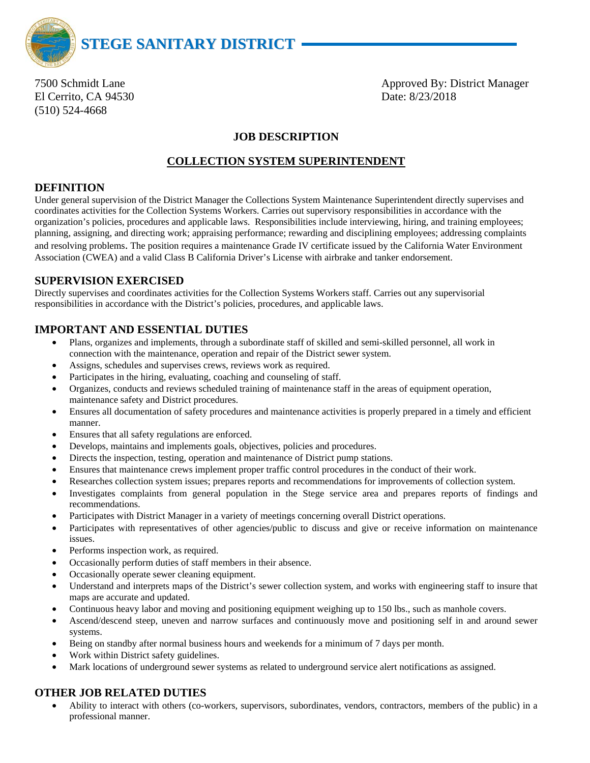# STEGE SANITARY DISTRICT

7500 Schmidt Lane
El Cerrito, CA 94530
(510) 524-4668

Approved By: District Manager
Date: 8/23/2018

**JOB DESCRIPTION**

**COLLECTION SYSTEM SUPERINTENDENT**

## DEFINITION

Under general supervision of the District Manager the Collections System Maintenance Superintendent directly supervises and coordinates activities for the Collection Systems Workers. Carries out supervisory responsibilities in accordance with the organization's policies, procedures and applicable laws. Responsibilities include interviewing, hiring, and training employees; planning, assigning, and directing work; appraising performance; rewarding and disciplining employees; addressing complaints and resolving problems. The position requires a maintenance Grade IV certificate issued by the California Water Environment Association (CWEA) and a valid Class B California Driver's License with airbrake and tanker endorsement.

## SUPERVISION EXERCISED

Directly supervises and coordinates activities for the Collection Systems Workers staff. Carries out any supervisorial responsibilities in accordance with the District's policies, procedures, and applicable laws.

## IMPORTANT AND ESSENTIAL DUTIES

- Plans, organizes and implements, through a subordinate staff of skilled and semi-skilled personnel, all work in connection with the maintenance, operation and repair of the District sewer system.
- Assigns, schedules and supervises crews, reviews work as required.
- Participates in the hiring, evaluating, coaching and counseling of staff.
- Organizes, conducts and reviews scheduled training of maintenance staff in the areas of equipment operation, maintenance safety and District procedures.
- Ensures all documentation of safety procedures and maintenance activities is properly prepared in a timely and efficient manner.
- Ensures that all safety regulations are enforced.
- Develops, maintains and implements goals, objectives, policies and procedures.
- Directs the inspection, testing, operation and maintenance of District pump stations.
- Ensures that maintenance crews implement proper traffic control procedures in the conduct of their work.
- Researches collection system issues; prepares reports and recommendations for improvements of collection system.
- Investigates complaints from general population in the Stege service area and prepares reports of findings and recommendations.
- Participates with District Manager in a variety of meetings concerning overall District operations.
- Participates with representatives of other agencies/public to discuss and give or receive information on maintenance issues.
- Performs inspection work, as required.
- Occasionally perform duties of staff members in their absence.
- Occasionally operate sewer cleaning equipment.
- Understand and interprets maps of the District's sewer collection system, and works with engineering staff to insure that maps are accurate and updated.
- Continuous heavy labor and moving and positioning equipment weighing up to 150 lbs., such as manhole covers.
- Ascend/descend steep, uneven and narrow surfaces and continuously move and positioning self in and around sewer systems.
- Being on standby after normal business hours and weekends for a minimum of 7 days per month.
- Work within District safety guidelines.
- Mark locations of underground sewer systems as related to underground service alert notifications as assigned.

## OTHER JOB RELATED DUTIES

- Ability to interact with others (co-workers, supervisors, subordinates, vendors, contractors, members of the public) in a professional manner.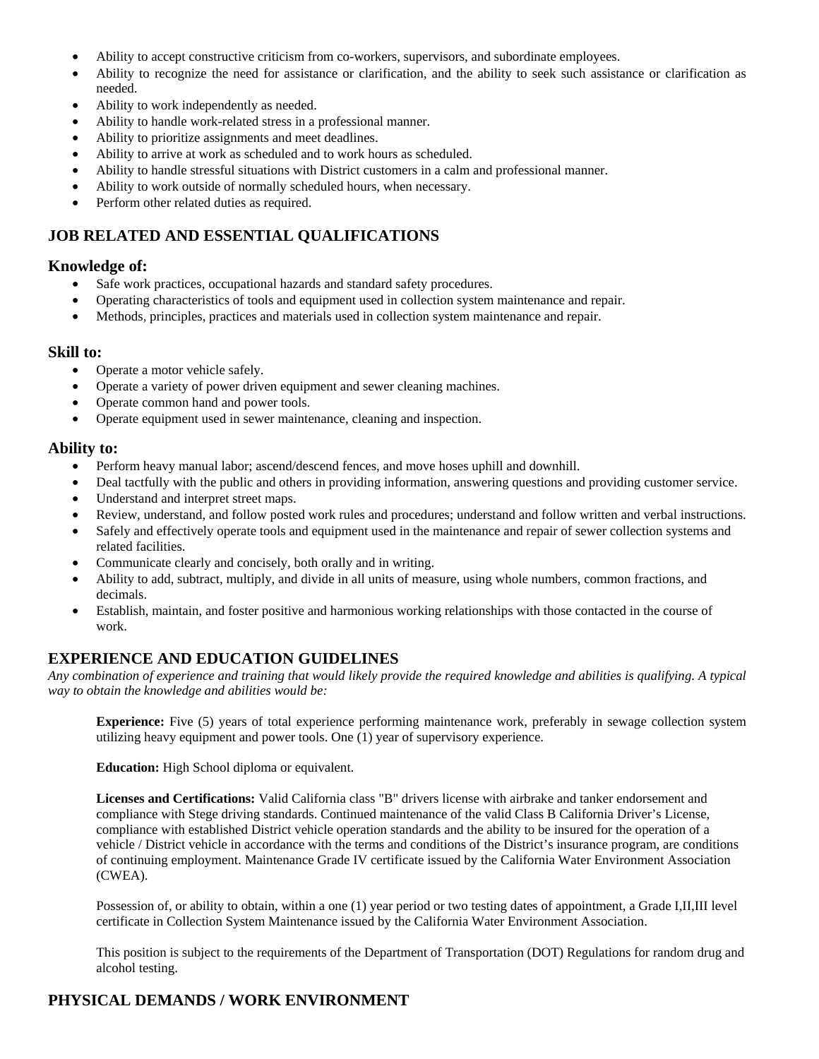- Ability to accept constructive criticism from co-workers, supervisors, and subordinate employees.
- Ability to recognize the need for assistance or clarification, and the ability to seek such assistance or clarification as needed.
- Ability to work independently as needed.
- Ability to handle work-related stress in a professional manner.
- Ability to prioritize assignments and meet deadlines.
- Ability to arrive at work as scheduled and to work hours as scheduled.
- Ability to handle stressful situations with District customers in a calm and professional manner.
- Ability to work outside of normally scheduled hours, when necessary.
- Perform other related duties as required.

## JOB RELATED AND ESSENTIAL QUALIFICATIONS

### Knowledge of:

- Safe work practices, occupational hazards and standard safety procedures.
- Operating characteristics of tools and equipment used in collection system maintenance and repair.
- Methods, principles, practices and materials used in collection system maintenance and repair.

### Skill to:

- Operate a motor vehicle safely.
- Operate a variety of power driven equipment and sewer cleaning machines.
- Operate common hand and power tools.
- Operate equipment used in sewer maintenance, cleaning and inspection.

### Ability to:

- Perform heavy manual labor; ascend/descend fences, and move hoses uphill and downhill.
- Deal tactfully with the public and others in providing information, answering questions and providing customer service.
- Understand and interpret street maps.
- Review, understand, and follow posted work rules and procedures; understand and follow written and verbal instructions.
- Safely and effectively operate tools and equipment used in the maintenance and repair of sewer collection systems and related facilities.
- Communicate clearly and concisely, both orally and in writing.
- Ability to add, subtract, multiply, and divide in all units of measure, using whole numbers, common fractions, and decimals.
- Establish, maintain, and foster positive and harmonious working relationships with those contacted in the course of work.

## EXPERIENCE AND EDUCATION GUIDELINES

*Any combination of experience and training that would likely provide the required knowledge and abilities is qualifying. A typical way to obtain the knowledge and abilities would be:*

**Experience:** Five (5) years of total experience performing maintenance work, preferably in sewage collection system utilizing heavy equipment and power tools. One (1) year of supervisory experience.

**Education:** High School diploma or equivalent.

**Licenses and Certifications:** Valid California class "B" drivers license with airbrake and tanker endorsement and compliance with Stege driving standards. Continued maintenance of the valid Class B California Driver's License, compliance with established District vehicle operation standards and the ability to be insured for the operation of a vehicle / District vehicle in accordance with the terms and conditions of the District's insurance program, are conditions of continuing employment. Maintenance Grade IV certificate issued by the California Water Environment Association (CWEA).

Possession of, or ability to obtain, within a one (1) year period or two testing dates of appointment, a Grade I,II,III level certificate in Collection System Maintenance issued by the California Water Environment Association.

This position is subject to the requirements of the Department of Transportation (DOT) Regulations for random drug and alcohol testing.

## PHYSICAL DEMANDS / WORK ENVIRONMENT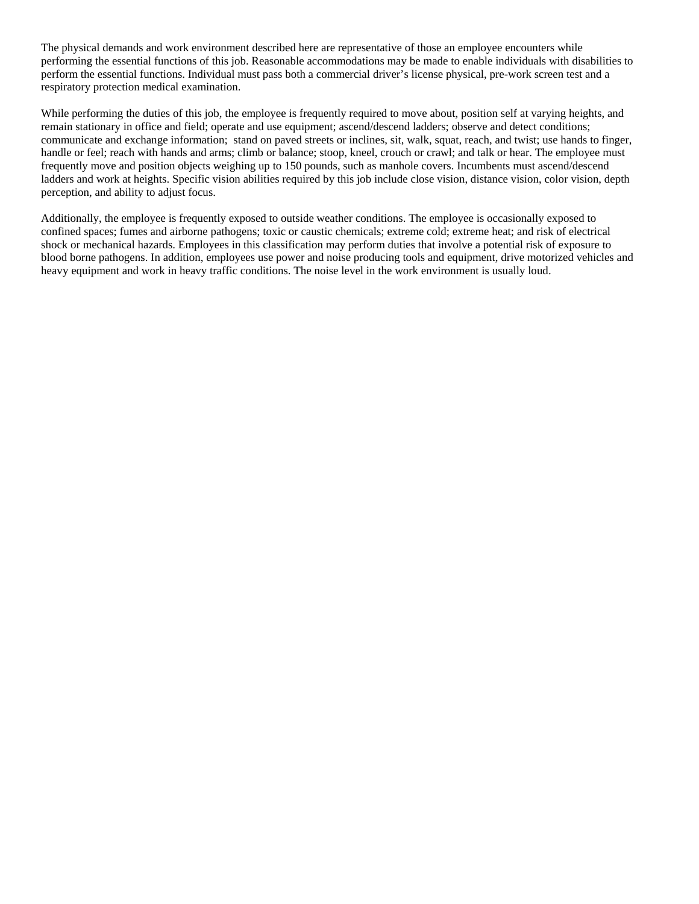The physical demands and work environment described here are representative of those an employee encounters while performing the essential functions of this job. Reasonable accommodations may be made to enable individuals with disabilities to perform the essential functions. Individual must pass both a commercial driver's license physical, pre-work screen test and a respiratory protection medical examination.

While performing the duties of this job, the employee is frequently required to move about, position self at varying heights, and remain stationary in office and field; operate and use equipment; ascend/descend ladders; observe and detect conditions; communicate and exchange information; stand on paved streets or inclines, sit, walk, squat, reach, and twist; use hands to finger, handle or feel; reach with hands and arms; climb or balance; stoop, kneel, crouch or crawl; and talk or hear. The employee must frequently move and position objects weighing up to 150 pounds, such as manhole covers. Incumbents must ascend/descend ladders and work at heights. Specific vision abilities required by this job include close vision, distance vision, color vision, depth perception, and ability to adjust focus.

Additionally, the employee is frequently exposed to outside weather conditions. The employee is occasionally exposed to confined spaces; fumes and airborne pathogens; toxic or caustic chemicals; extreme cold; extreme heat; and risk of electrical shock or mechanical hazards. Employees in this classification may perform duties that involve a potential risk of exposure to blood borne pathogens. In addition, employees use power and noise producing tools and equipment, drive motorized vehicles and heavy equipment and work in heavy traffic conditions. The noise level in the work environment is usually loud.